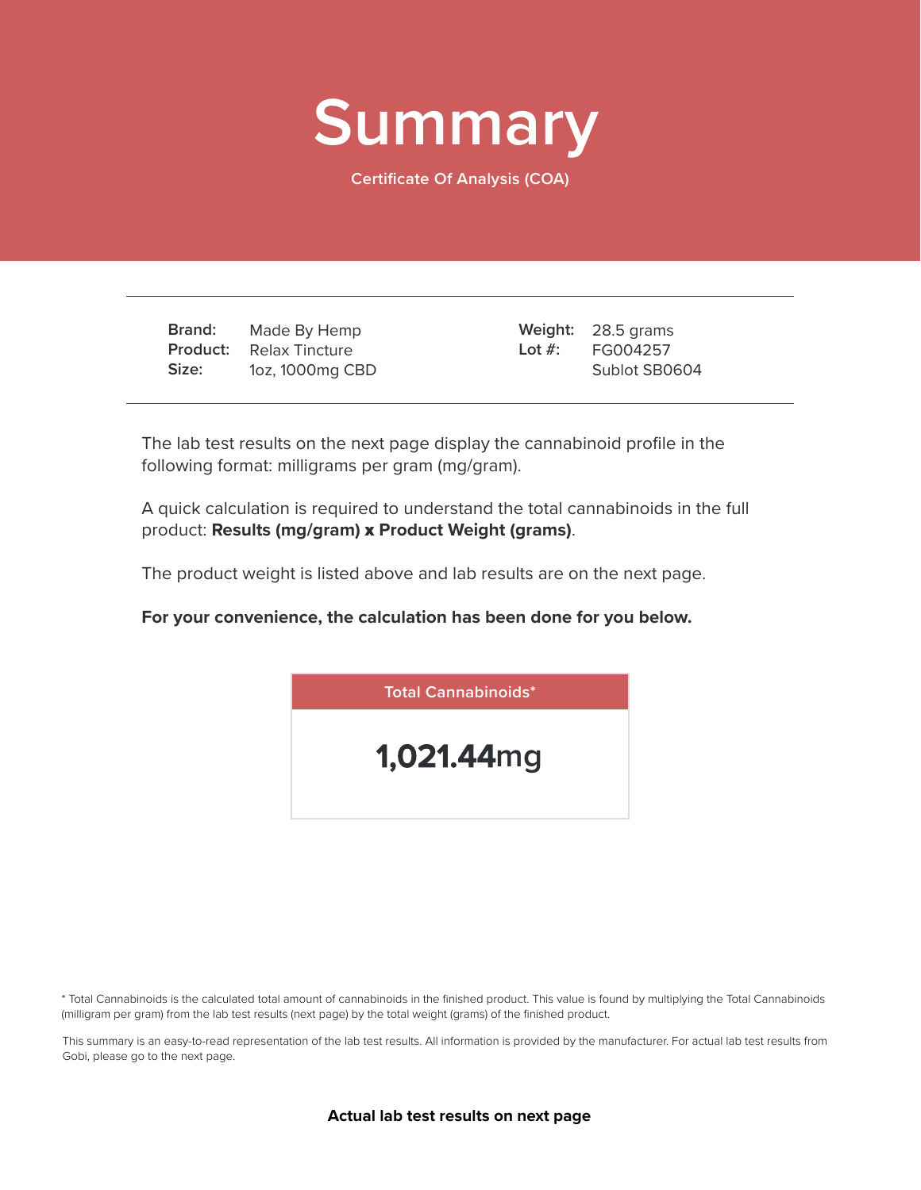# Summary

Certificate Of Analysis (COA)

| | | | |
|---|---|---|---|
| **Brand:** | Made By Hemp | **Weight:** | 28.5 grams |
| **Product:** | Relax Tincture | **Lot #:** | FG004257 |
| **Size:** | 1oz, 1000mg CBD | | Sublot SB0604 |

The lab test results on the next page display the cannabinoid profile in the following format: milligrams per gram (mg/gram).

A quick calculation is required to understand the total cannabinoids in the full product: **Results (mg/gram) x Product Weight (grams)**.

The product weight is listed above and lab results are on the next page.

**For your convenience, the calculation has been done for you below.**

| Total Cannabinoids* |
|---|
| **1,021.44**mg |

* Total Cannabinoids is the calculated total amount of cannabinoids in the finished product. This value is found by multiplying the Total Cannabinoids (milligram per gram) from the lab test results (next page) by the total weight (grams) of the finished product.

This summary is an easy-to-read representation of the lab test results. All information is provided by the manufacturer. For actual lab test results from Gobi, please go to the next page.

**Actual lab test results on next page**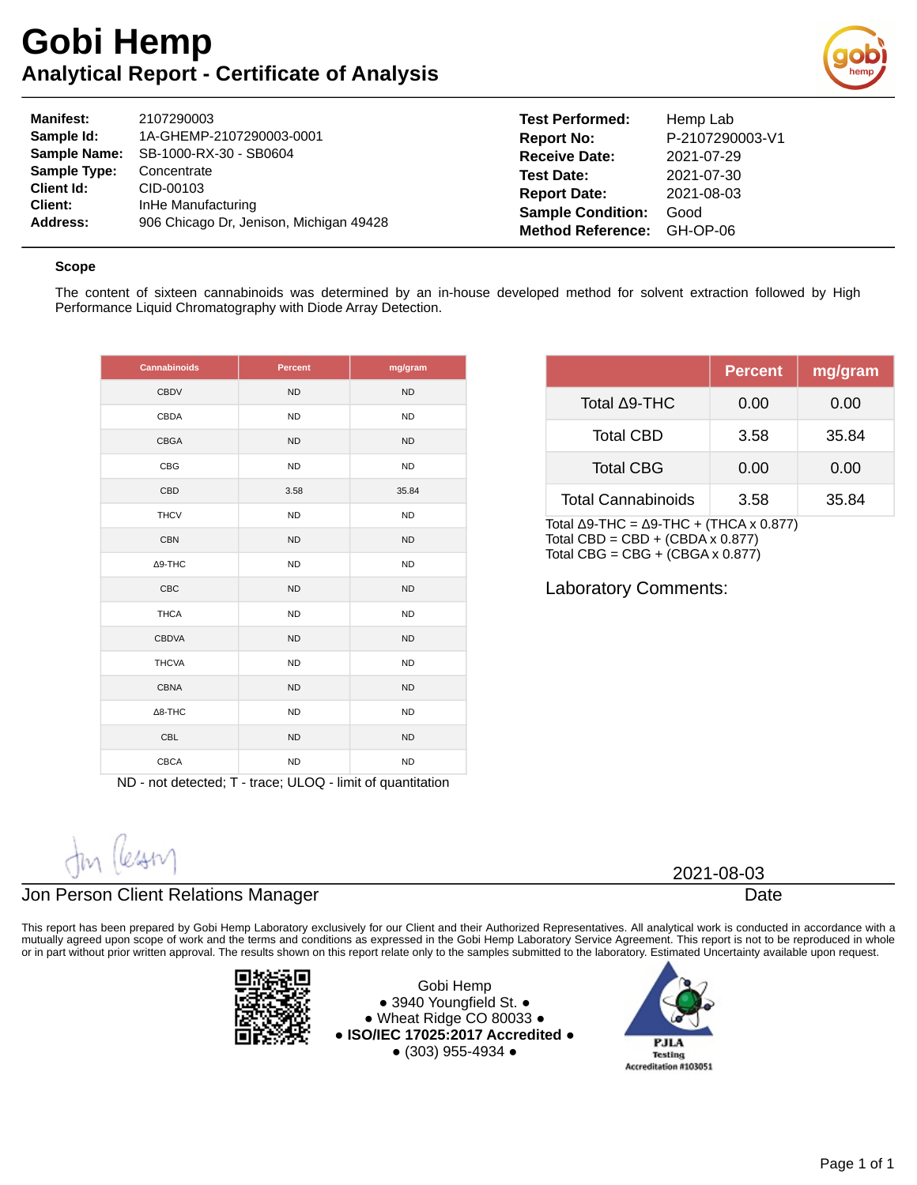# Gobi Hemp

## Analytical Report - Certificate of Analysis

| | | | |
|---|---|---|---|
| **Manifest:** | 2107290003 | **Test Performed:** | Hemp Lab |
| **Sample Id:** | 1A-GHEMP-2107290003-0001 | **Report No:** | P-2107290003-V1 |
| **Sample Name:** | SB-1000-RX-30 - SB0604 | **Receive Date:** | 2021-07-29 |
| **Sample Type:** | Concentrate | **Test Date:** | 2021-07-30 |
| **Client Id:** | CID-00103 | **Report Date:** | 2021-08-03 |
| **Client:** | InHe Manufacturing | **Sample Condition:** | Good |
| **Address:** | 906 Chicago Dr, Jenison, Michigan 49428 | **Method Reference:** | GH-OP-06 |

### Scope

The content of sixteen cannabinoids was determined by an in-house developed method for solvent extraction followed by High Performance Liquid Chromatography with Diode Array Detection.

| Cannabinoids | Percent | mg/gram |
|---|---|---|
| CBDV | ND | ND |
| CBDA | ND | ND |
| CBGA | ND | ND |
| CBG | ND | ND |
| CBD | 3.58 | 35.84 |
| THCV | ND | ND |
| CBN | ND | ND |
| Δ9-THC | ND | ND |
| CBC | ND | ND |
| THCA | ND | ND |
| CBDVA | ND | ND |
| THCVA | ND | ND |
| CBNA | ND | ND |
| Δ8-THC | ND | ND |
| CBL | ND | ND |
| CBCA | ND | ND |

ND - not detected; T - trace; ULOQ - limit of quantitation

| | Percent | mg/gram |
|---|---|---|
| Total Δ9-THC | 0.00 | 0.00 |
| Total CBD | 3.58 | 35.84 |
| Total CBG | 0.00 | 0.00 |
| Total Cannabinoids | 3.58 | 35.84 |

Total Δ9-THC = Δ9-THC + (THCA x 0.877)
Total CBD = CBD + (CBDA x 0.877)
Total CBG = CBG + (CBGA x 0.877)

Laboratory Comments:

Jon Person Client Relations Manager

2021-08-03
Date

This report has been prepared by Gobi Hemp Laboratory exclusively for our Client and their Authorized Representatives. All analytical work is conducted in accordance with a mutually agreed upon scope of work and the terms and conditions as expressed in the Gobi Hemp Laboratory Service Agreement. This report is not to be reproduced in whole or in part without prior written approval. The results shown on this report relate only to the samples submitted to the laboratory. Estimated Uncertainty available upon request.

Gobi Hemp
• 3940 Youngfield St. •
• Wheat Ridge CO 80033 •
• **ISO/IEC 17025:2017 Accredited** •
• (303) 955-4934 •

PJLA Testing Accreditation #103051